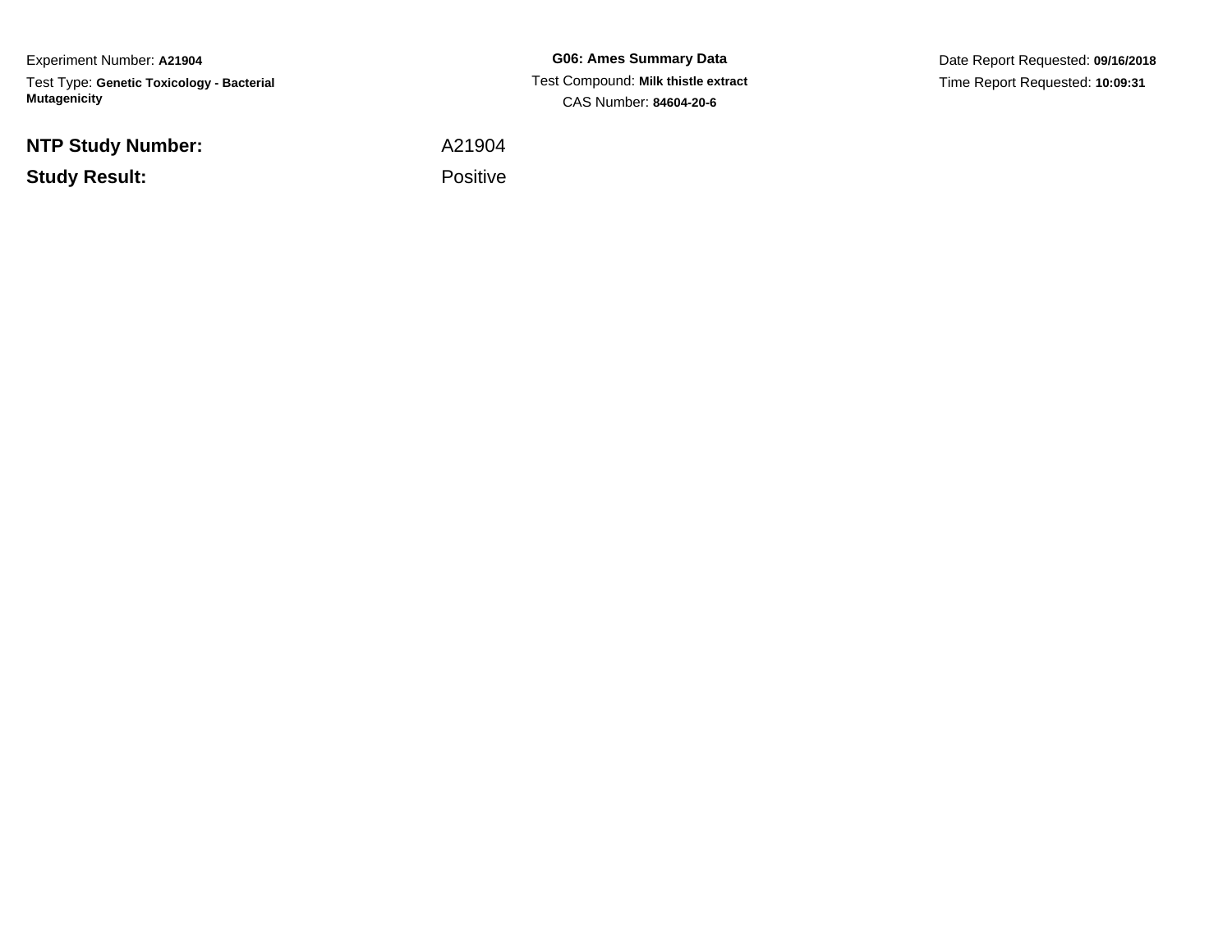Experiment Number: **A21904**

Test Type: **Genetic Toxicology - Bacterial Mutagenicity**

**G06: Ames Summary Data**

Test Compound: **Milk thistle extract**

CAS Number: **84604-20-6**

Date Report Requested: **09/16/2018**

Time Report Requested: **10:09:31**

**NTP Study Number:** A21904

**Study Result:** Positive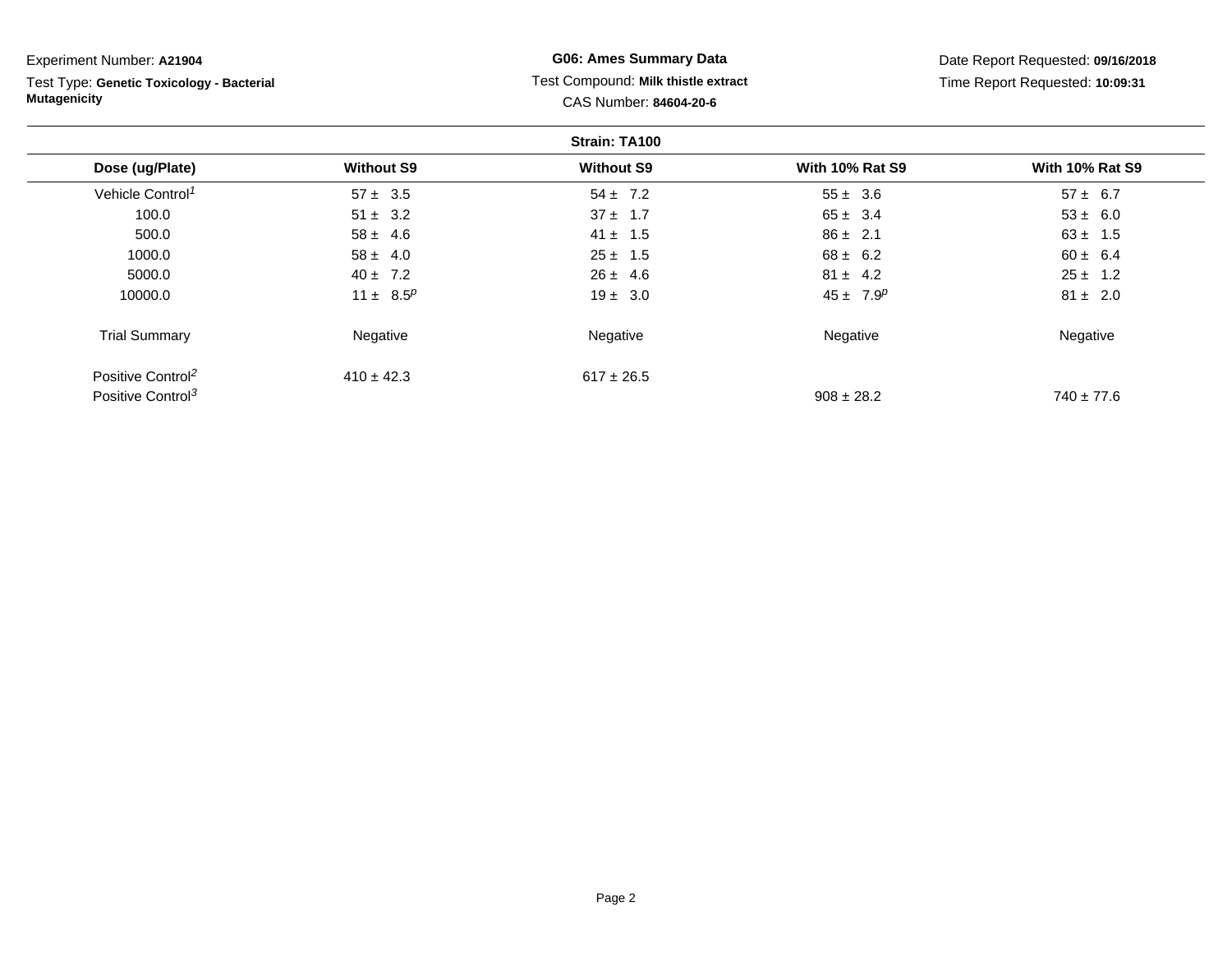Experiment Number: **A21904**

Test Type: **Genetic Toxicology - Bacterial Mutagenicity**

**G06: Ames Summary Data**

Test Compound: **Milk thistle extract**

CAS Number: **84604-20-6**

Date Report Requested: **09/16/2018**

Time Report Requested: **10:09:31**

**Strain: TA100**

| Dose (ug/Plate) | Without S9 | Without S9 | With 10% Rat S9 | With 10% Rat S9 |
|---|---|---|---|---|
| Vehicle Control[1] | 57 ± 3.5 | 54 ± 7.2 | 55 ± 3.6 | 57 ± 6.7 |
| 100.0 | 51 ± 3.2 | 37 ± 1.7 | 65 ± 3.4 | 53 ± 6.0 |
| 500.0 | 58 ± 4.6 | 41 ± 1.5 | 86 ± 2.1 | 63 ± 1.5 |
| 1000.0 | 58 ± 4.0 | 25 ± 1.5 | 68 ± 6.2 | 60 ± 6.4 |
| 5000.0 | 40 ± 7.2 | 26 ± 4.6 | 81 ± 4.2 | 25 ± 1.2 |
| 10000.0 | 11 ± 8.5[p] | 19 ± 3.0 | 45 ± 7.9[p] | 81 ± 2.0 |
| Trial Summary | Negative | Negative | Negative | Negative |
| Positive Control[2] | 410 ± 42.3 | 617 ± 26.5 | | |
| Positive Control[3] | | | 908 ± 28.2 | 740 ± 77.6 |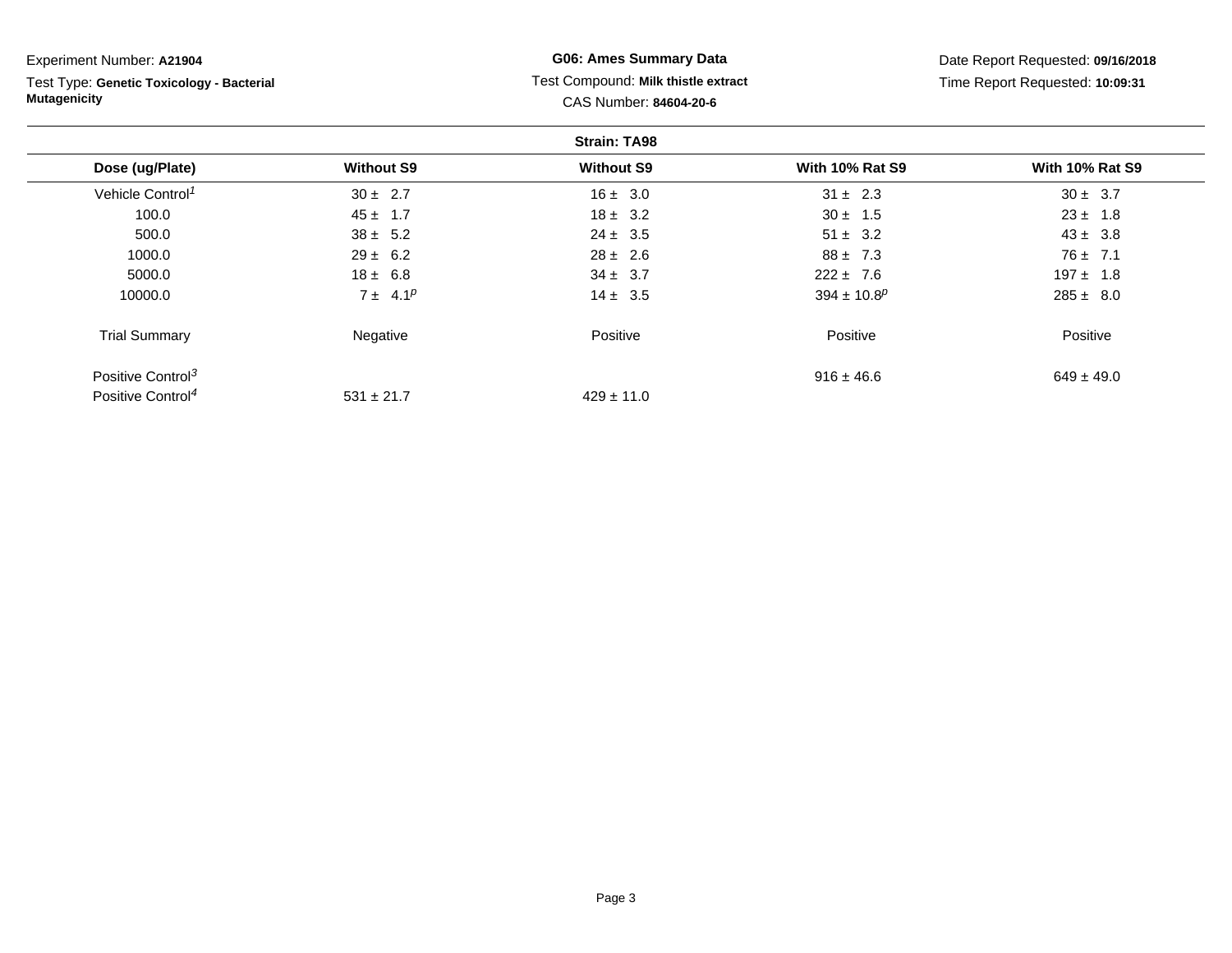Experiment Number: **A21904**

Test Type: **Genetic Toxicology - Bacterial Mutagenicity**

**G06: Ames Summary Data**

Test Compound: **Milk thistle extract**

CAS Number: **84604-20-6**

Date Report Requested: **09/16/2018**

Time Report Requested: **10:09:31**

**Strain: TA98**

| Dose (ug/Plate) | Without S9 | Without S9 | With 10% Rat S9 | With 10% Rat S9 |
|---|---|---|---|---|
| Vehicle Control[1] | 30 ± 2.7 | 16 ± 3.0 | 31 ± 2.3 | 30 ± 3.7 |
| 100.0 | 45 ± 1.7 | 18 ± 3.2 | 30 ± 1.5 | 23 ± 1.8 |
| 500.0 | 38 ± 5.2 | 24 ± 3.5 | 51 ± 3.2 | 43 ± 3.8 |
| 1000.0 | 29 ± 6.2 | 28 ± 2.6 | 88 ± 7.3 | 76 ± 7.1 |
| 5000.0 | 18 ± 6.8 | 34 ± 3.7 | 222 ± 7.6 | 197 ± 1.8 |
| 10000.0 | 7 ± 4.1[p] | 14 ± 3.5 | 394 ± 10.8[p] | 285 ± 8.0 |
| Trial Summary | Negative | Positive | Positive | Positive |
| Positive Control[3] | | | 916 ± 46.6 | 649 ± 49.0 |
| Positive Control[4] | 531 ± 21.7 | 429 ± 11.0 | | |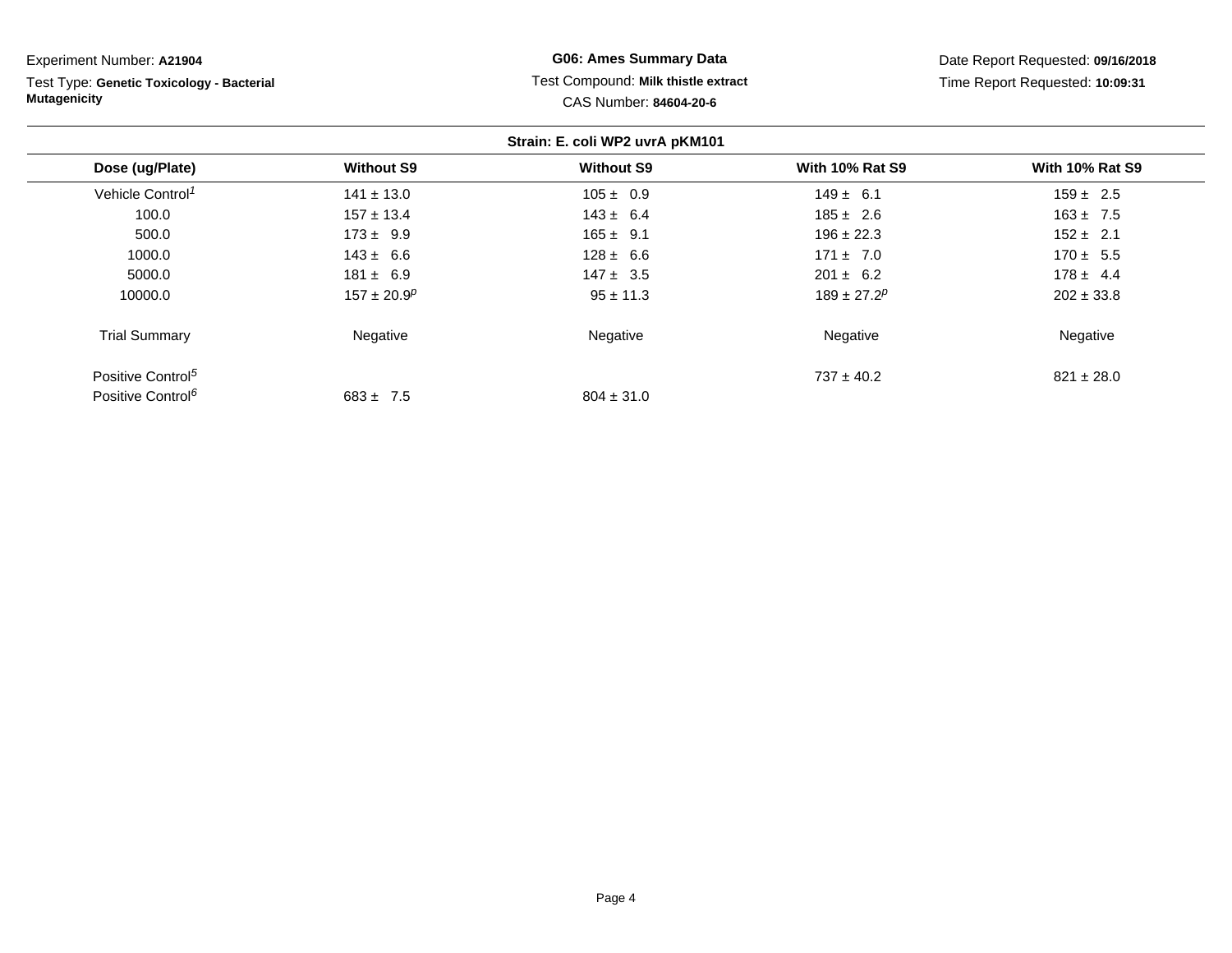Experiment Number: **A21904**

Test Type: **Genetic Toxicology - Bacterial Mutagenicity**

**G06: Ames Summary Data**

Test Compound: **Milk thistle extract**

CAS Number: **84604-20-6**

Date Report Requested: **09/16/2018**

Time Report Requested: **10:09:31**

**Strain: E. coli WP2 uvrA pKM101**

| Dose (ug/Plate) | Without S9 | Without S9 | With 10% Rat S9 | With 10% Rat S9 |
|---|---|---|---|---|
| Vehicle Control[1] | 141 ± 13.0 | 105 ± 0.9 | 149 ± 6.1 | 159 ± 2.5 |
| 100.0 | 157 ± 13.4 | 143 ± 6.4 | 185 ± 2.6 | 163 ± 7.5 |
| 500.0 | 173 ± 9.9 | 165 ± 9.1 | 196 ± 22.3 | 152 ± 2.1 |
| 1000.0 | 143 ± 6.6 | 128 ± 6.6 | 171 ± 7.0 | 170 ± 5.5 |
| 5000.0 | 181 ± 6.9 | 147 ± 3.5 | 201 ± 6.2 | 178 ± 4.4 |
| 10000.0 | 157 ± 20.9[p] | 95 ± 11.3 | 189 ± 27.2[p] | 202 ± 33.8 |
| Trial Summary | Negative | Negative | Negative | Negative |
| Positive Control[5] | | | 737 ± 40.2 | 821 ± 28.0 |
| Positive Control[6] | 683 ± 7.5 | 804 ± 31.0 | | |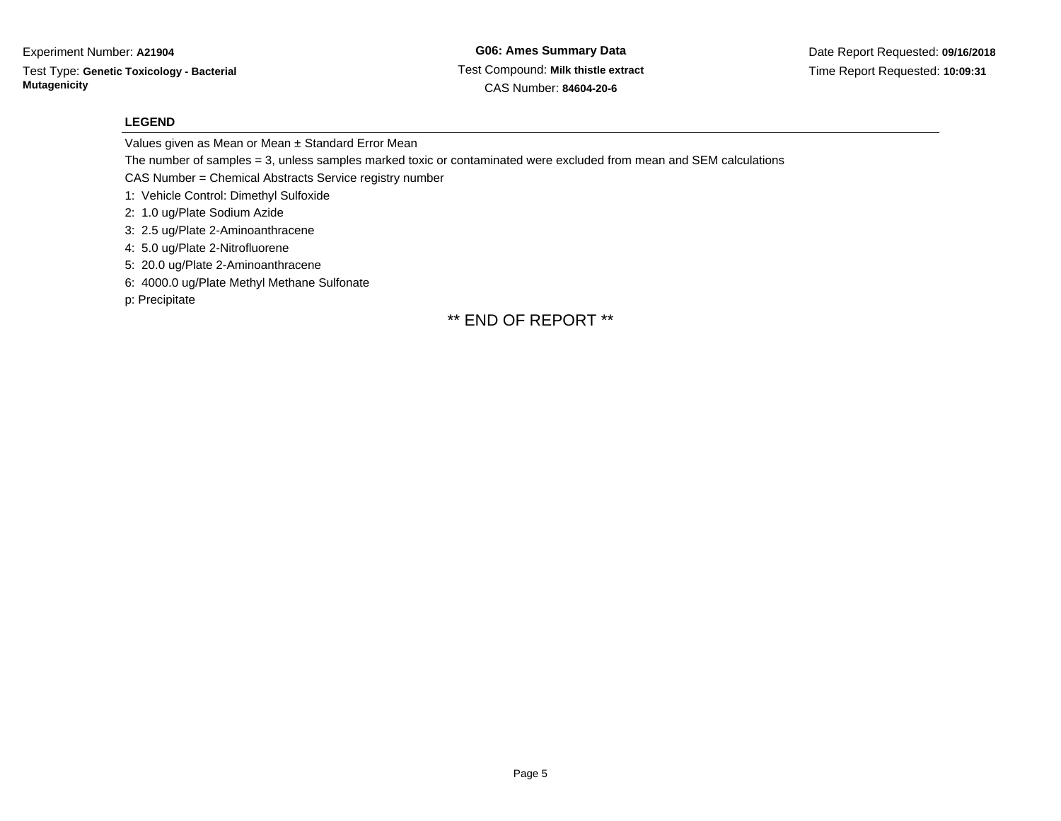**LEGEND**

Values given as Mean or Mean ± Standard Error Mean

The number of samples = 3, unless samples marked toxic or contaminated were excluded from mean and SEM calculations

CAS Number = Chemical Abstracts Service registry number

1: Vehicle Control: Dimethyl Sulfoxide

2: 1.0 ug/Plate Sodium Azide

3: 2.5 ug/Plate 2-Aminoanthracene

4: 5.0 ug/Plate 2-Nitrofluorene

5: 20.0 ug/Plate 2-Aminoanthracene

6: 4000.0 ug/Plate Methyl Methane Sulfonate

p: Precipitate

** END OF REPORT **